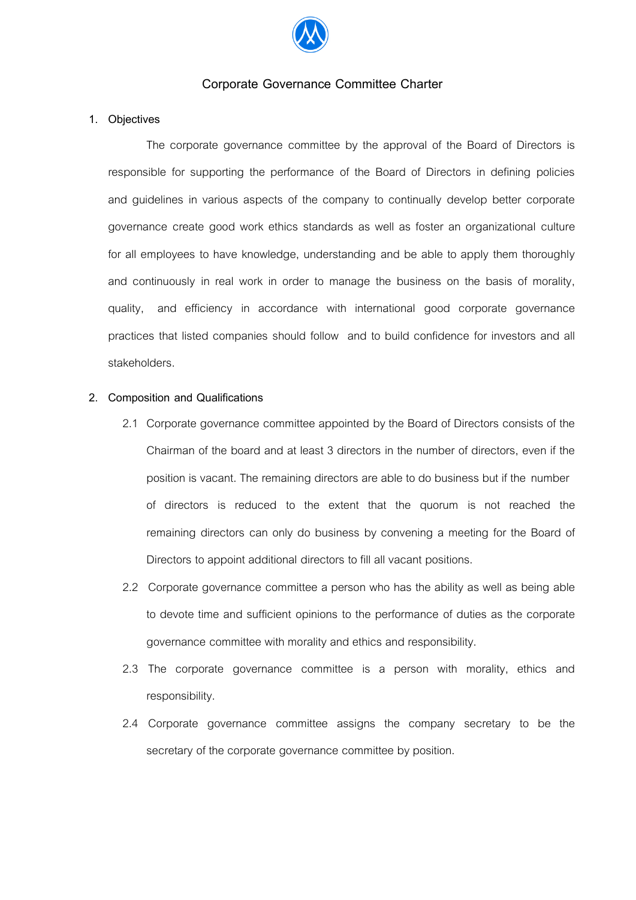# Corporate Governance Committee Charter

## 1. Objectives

The corporate governance committee by the approval of the Board of Directors is responsible for supporting the performance of the Board of Directors in defining policies and guidelines in various aspects of the company to continually develop better corporate governance create good work ethics standards as well as foster an organizational culture for all employees to have knowledge, understanding and be able to apply them thoroughly and continuously in real work in order to manage the business on the basis of morality, quality, and efficiency in accordance with international good corporate governance practices that listed companies should follow and to build confidence for investors and all stakeholders.

## 2. Composition and Qualifications

2.1 Corporate governance committee appointed by the Board of Directors consists of the Chairman of the board and at least 3 directors in the number of directors, even if the position is vacant. The remaining directors are able to do business but if the number of directors is reduced to the extent that the quorum is not reached the remaining directors can only do business by convening a meeting for the Board of Directors to appoint additional directors to fill all vacant positions.

2.2 Corporate governance committee a person who has the ability as well as being able to devote time and sufficient opinions to the performance of duties as the corporate governance committee with morality and ethics and responsibility.

2.3 The corporate governance committee is a person with morality, ethics and responsibility.

2.4 Corporate governance committee assigns the company secretary to be the secretary of the corporate governance committee by position.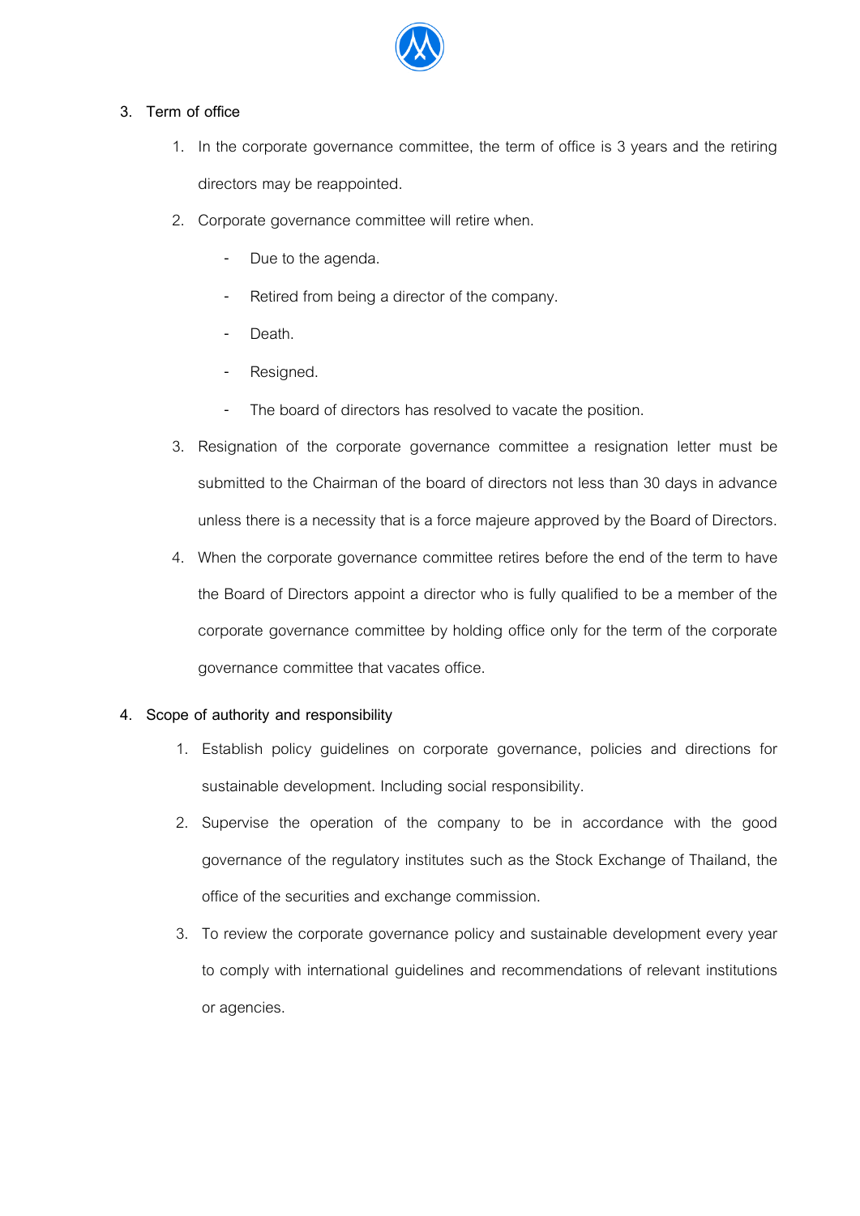## 3. Term of office

1. In the corporate governance committee, the term of office is 3 years and the retiring directors may be reappointed.
2. Corporate governance committee will retire when.
   - Due to the agenda.
   - Retired from being a director of the company.
   - Death.
   - Resigned.
   - The board of directors has resolved to vacate the position.
3. Resignation of the corporate governance committee a resignation letter must be submitted to the Chairman of the board of directors not less than 30 days in advance unless there is a necessity that is a force majeure approved by the Board of Directors.
4. When the corporate governance committee retires before the end of the term to have the Board of Directors appoint a director who is fully qualified to be a member of the corporate governance committee by holding office only for the term of the corporate governance committee that vacates office.

## 4. Scope of authority and responsibility

1. Establish policy guidelines on corporate governance, policies and directions for sustainable development. Including social responsibility.
2. Supervise the operation of the company to be in accordance with the good governance of the regulatory institutes such as the Stock Exchange of Thailand, the office of the securities and exchange commission.
3. To review the corporate governance policy and sustainable development every year to comply with international guidelines and recommendations of relevant institutions or agencies.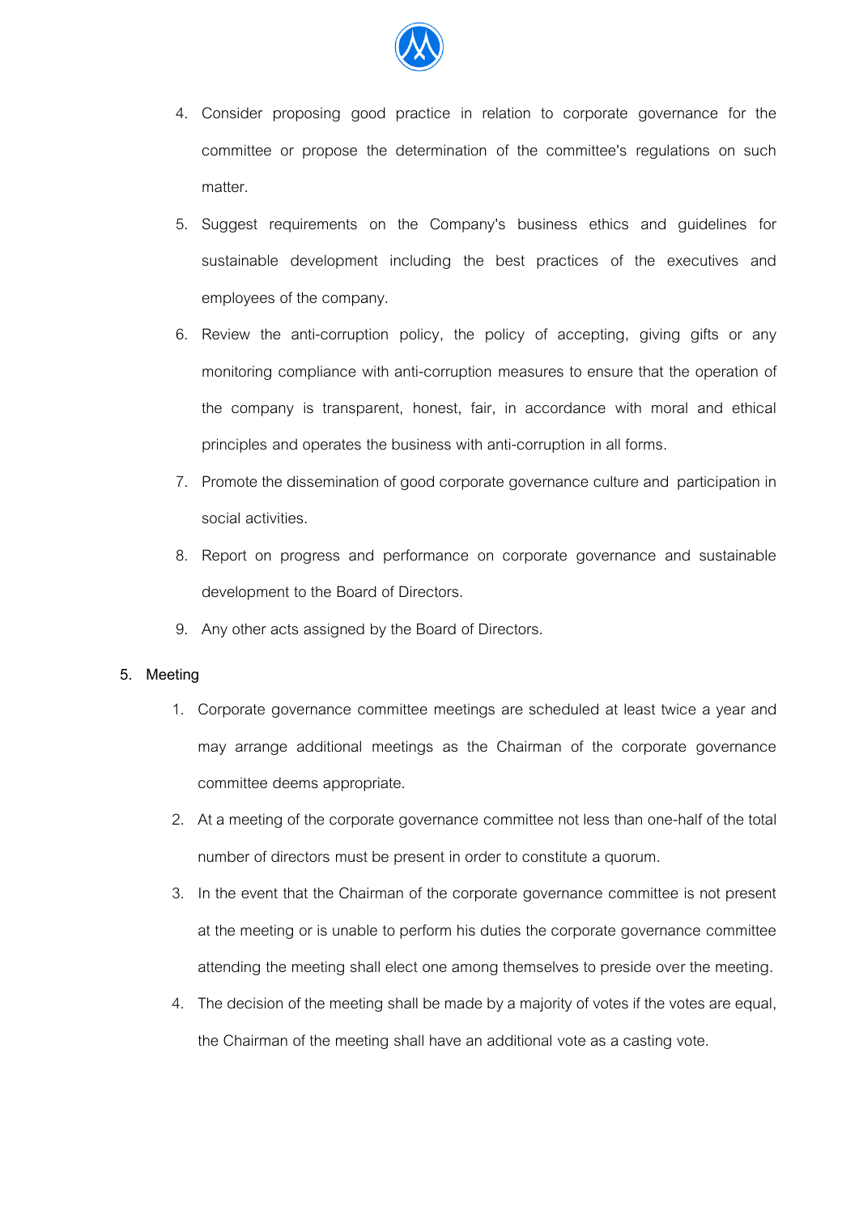4. Consider proposing good practice in relation to corporate governance for the committee or propose the determination of the committee's regulations on such matter.
5. Suggest requirements on the Company's business ethics and guidelines for sustainable development including the best practices of the executives and employees of the company.
6. Review the anti-corruption policy, the policy of accepting, giving gifts or any monitoring compliance with anti-corruption measures to ensure that the operation of the company is transparent, honest, fair, in accordance with moral and ethical principles and operates the business with anti-corruption in all forms.
7. Promote the dissemination of good corporate governance culture and participation in social activities.
8. Report on progress and performance on corporate governance and sustainable development to the Board of Directors.
9. Any other acts assigned by the Board of Directors.

5. Meeting

1. Corporate governance committee meetings are scheduled at least twice a year and may arrange additional meetings as the Chairman of the corporate governance committee deems appropriate.
2. At a meeting of the corporate governance committee not less than one-half of the total number of directors must be present in order to constitute a quorum.
3. In the event that the Chairman of the corporate governance committee is not present at the meeting or is unable to perform his duties the corporate governance committee attending the meeting shall elect one among themselves to preside over the meeting.
4. The decision of the meeting shall be made by a majority of votes if the votes are equal, the Chairman of the meeting shall have an additional vote as a casting vote.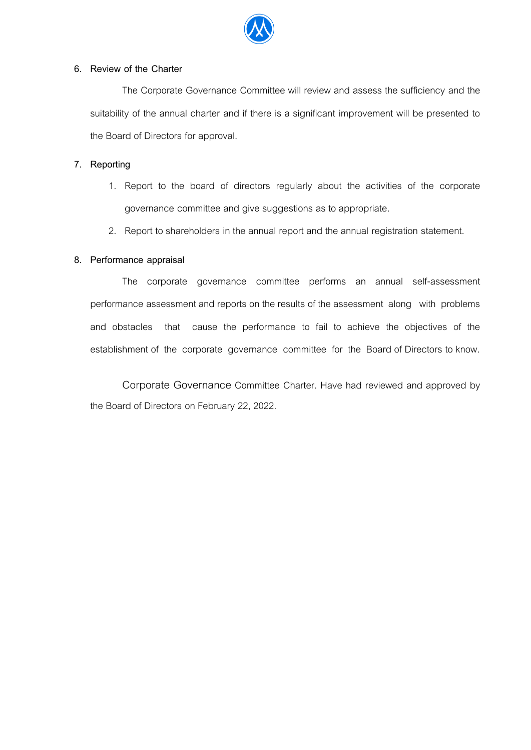## 6. Review of the Charter

The Corporate Governance Committee will review and assess the sufficiency and the suitability of the annual charter and if there is a significant improvement will be presented to the Board of Directors for approval.

## 7. Reporting

1. Report to the board of directors regularly about the activities of the corporate governance committee and give suggestions as to appropriate.
2. Report to shareholders in the annual report and the annual registration statement.

## 8. Performance appraisal

The corporate governance committee performs an annual self-assessment performance assessment and reports on the results of the assessment along with problems and obstacles that cause the performance to fail to achieve the objectives of the establishment of the corporate governance committee for the Board of Directors to know.

Corporate Governance Committee Charter. Have had reviewed and approved by the Board of Directors on February 22, 2022.